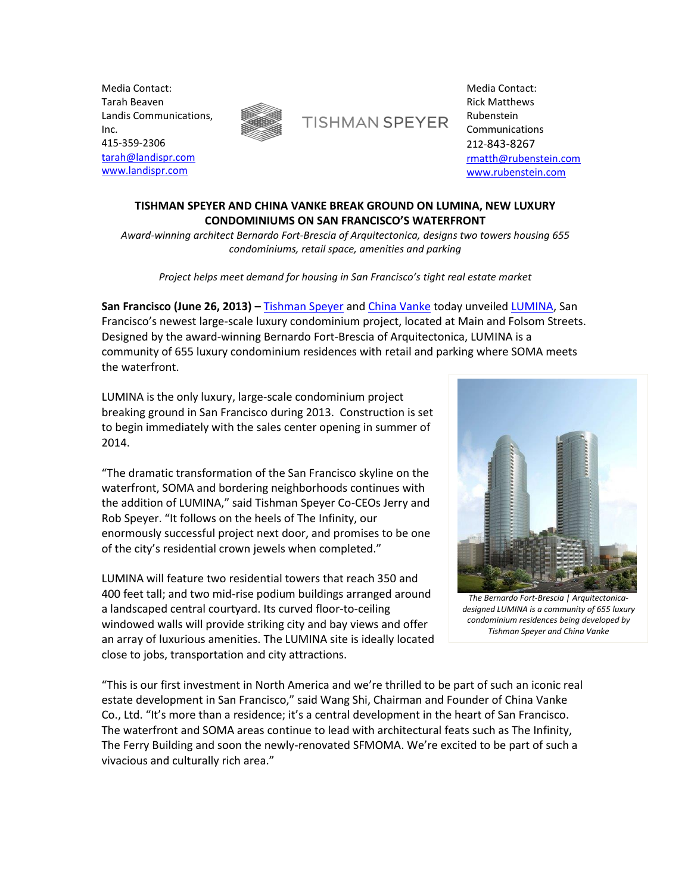Media Contact:
Tarah Beaven
Landis Communications, Inc.
415-359-2306
tarah@landispr.com
www.landispr.com

TISHMAN SPEYER

Media Contact:
Rick Matthews
Rubenstein Communications
212-843-8267
rmatth@rubenstein.com
www.rubenstein.com

**TISHMAN SPEYER AND CHINA VANKE BREAK GROUND ON LUMINA, NEW LUXURY CONDOMINIUMS ON SAN FRANCISCO'S WATERFRONT**

*Award-winning architect Bernardo Fort-Brescia of Arquitectonica, designs two towers housing 655 condominiums, retail space, amenities and parking*

*Project helps meet demand for housing in San Francisco's tight real estate market*

**San Francisco (June 26, 2013) –** Tishman Speyer and China Vanke today unveiled LUMINA, San Francisco's newest large-scale luxury condominium project, located at Main and Folsom Streets. Designed by the award-winning Bernardo Fort-Brescia of Arquitectonica, LUMINA is a community of 655 luxury condominium residences with retail and parking where SOMA meets the waterfront.

LUMINA is the only luxury, large-scale condominium project breaking ground in San Francisco during 2013. Construction is set to begin immediately with the sales center opening in summer of 2014.

"The dramatic transformation of the San Francisco skyline on the waterfront, SOMA and bordering neighborhoods continues with the addition of LUMINA," said Tishman Speyer Co-CEOs Jerry and Rob Speyer. "It follows on the heels of The Infinity, our enormously successful project next door, and promises to be one of the city's residential crown jewels when completed."

LUMINA will feature two residential towers that reach 350 and 400 feet tall; and two mid-rise podium buildings arranged around a landscaped central courtyard. Its curved floor-to-ceiling windowed walls will provide striking city and bay views and offer an array of luxurious amenities. The LUMINA site is ideally located close to jobs, transportation and city attractions.

*The Bernardo Fort-Brescia | Arquitectonica-designed LUMINA is a community of 655 luxury condominium residences being developed by Tishman Speyer and China Vanke*

"This is our first investment in North America and we're thrilled to be part of such an iconic real estate development in San Francisco," said Wang Shi, Chairman and Founder of China Vanke Co., Ltd. "It's more than a residence; it's a central development in the heart of San Francisco. The waterfront and SOMA areas continue to lead with architectural feats such as The Infinity, The Ferry Building and soon the newly-renovated SFMOMA. We're excited to be part of such a vivacious and culturally rich area."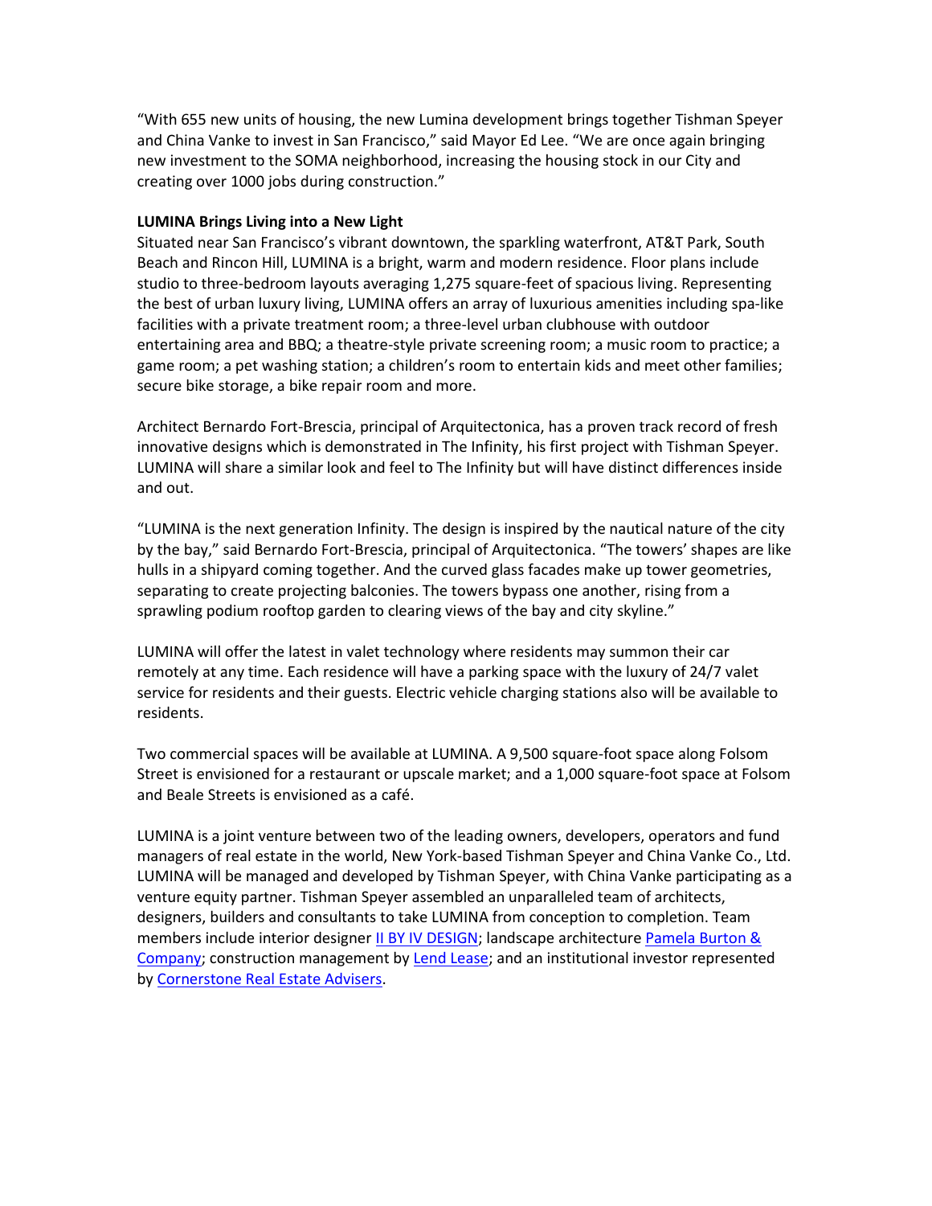"With 655 new units of housing, the new Lumina development brings together Tishman Speyer and China Vanke to invest in San Francisco," said Mayor Ed Lee. "We are once again bringing new investment to the SOMA neighborhood, increasing the housing stock in our City and creating over 1000 jobs during construction."

**LUMINA Brings Living into a New Light**

Situated near San Francisco's vibrant downtown, the sparkling waterfront, AT&T Park, South Beach and Rincon Hill, LUMINA is a bright, warm and modern residence. Floor plans include studio to three-bedroom layouts averaging 1,275 square-feet of spacious living. Representing the best of urban luxury living, LUMINA offers an array of luxurious amenities including spa-like facilities with a private treatment room; a three-level urban clubhouse with outdoor entertaining area and BBQ; a theatre-style private screening room; a music room to practice; a game room; a pet washing station; a children's room to entertain kids and meet other families; secure bike storage, a bike repair room and more.

Architect Bernardo Fort-Brescia, principal of Arquitectonica, has a proven track record of fresh innovative designs which is demonstrated in The Infinity, his first project with Tishman Speyer. LUMINA will share a similar look and feel to The Infinity but will have distinct differences inside and out.

"LUMINA is the next generation Infinity. The design is inspired by the nautical nature of the city by the bay," said Bernardo Fort-Brescia, principal of Arquitectonica. "The towers' shapes are like hulls in a shipyard coming together. And the curved glass facades make up tower geometries, separating to create projecting balconies. The towers bypass one another, rising from a sprawling podium rooftop garden to clearing views of the bay and city skyline."

LUMINA will offer the latest in valet technology where residents may summon their car remotely at any time. Each residence will have a parking space with the luxury of 24/7 valet service for residents and their guests. Electric vehicle charging stations also will be available to residents.

Two commercial spaces will be available at LUMINA. A 9,500 square-foot space along Folsom Street is envisioned for a restaurant or upscale market; and a 1,000 square-foot space at Folsom and Beale Streets is envisioned as a café.

LUMINA is a joint venture between two of the leading owners, developers, operators and fund managers of real estate in the world, New York-based Tishman Speyer and China Vanke Co., Ltd. LUMINA will be managed and developed by Tishman Speyer, with China Vanke participating as a venture equity partner. Tishman Speyer assembled an unparalleled team of architects, designers, builders and consultants to take LUMINA from conception to completion. Team members include interior designer II BY IV DESIGN; landscape architecture Pamela Burton & Company; construction management by Lend Lease; and an institutional investor represented by Cornerstone Real Estate Advisers.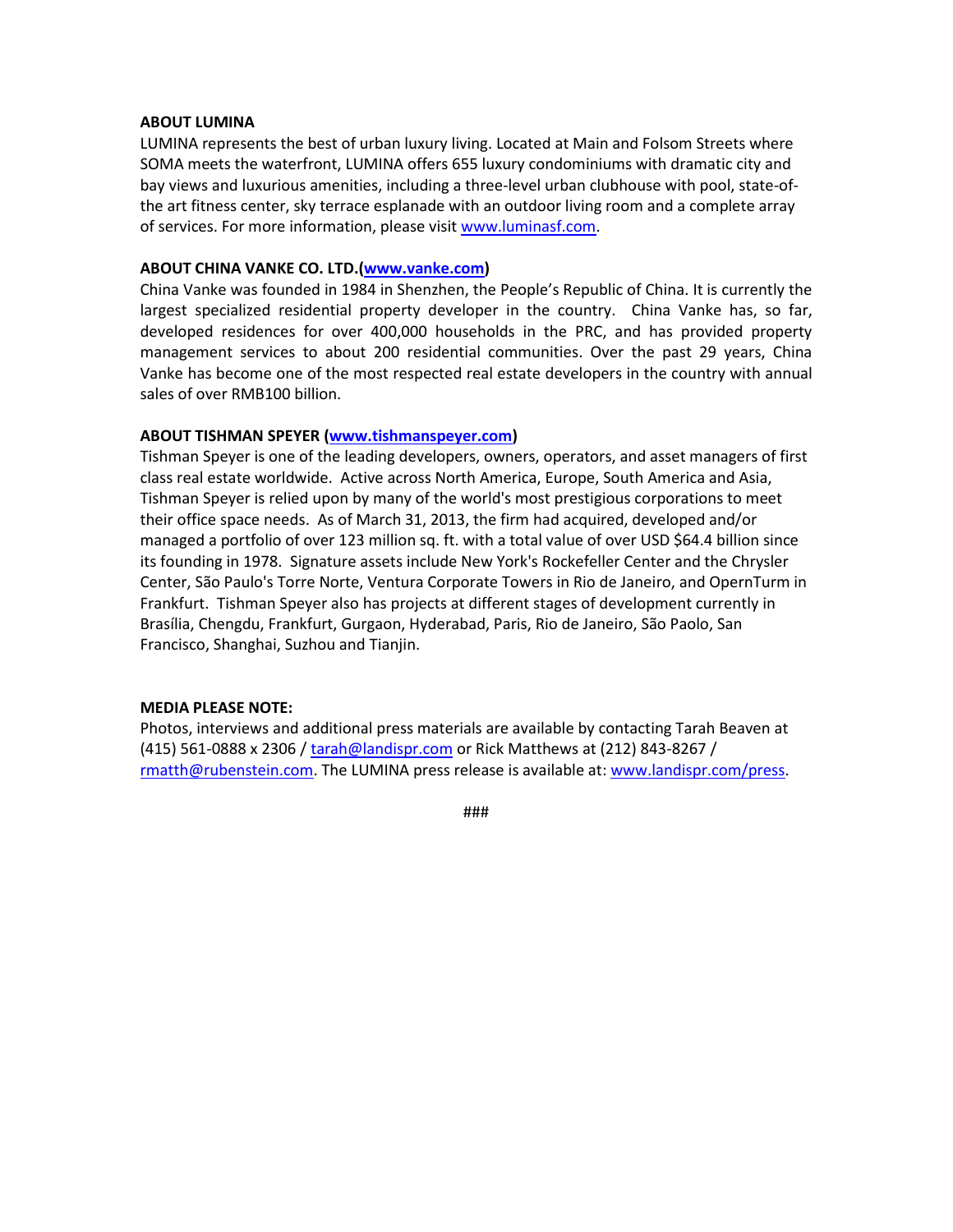**ABOUT LUMINA**

LUMINA represents the best of urban luxury living. Located at Main and Folsom Streets where SOMA meets the waterfront, LUMINA offers 655 luxury condominiums with dramatic city and bay views and luxurious amenities, including a three-level urban clubhouse with pool, state-of-the art fitness center, sky terrace esplanade with an outdoor living room and a complete array of services. For more information, please visit [www.luminasf.com](www.luminasf.com).

**ABOUT CHINA VANKE CO. LTD.([www.vanke.com](www.vanke.com))**

China Vanke was founded in 1984 in Shenzhen, the People's Republic of China. It is currently the largest specialized residential property developer in the country. China Vanke has, so far, developed residences for over 400,000 households in the PRC, and has provided property management services to about 200 residential communities. Over the past 29 years, China Vanke has become one of the most respected real estate developers in the country with annual sales of over RMB100 billion.

**ABOUT TISHMAN SPEYER ([www.tishmanspeyer.com](www.tishmanspeyer.com))**

Tishman Speyer is one of the leading developers, owners, operators, and asset managers of first class real estate worldwide. Active across North America, Europe, South America and Asia, Tishman Speyer is relied upon by many of the world's most prestigious corporations to meet their office space needs. As of March 31, 2013, the firm had acquired, developed and/or managed a portfolio of over 123 million sq. ft. with a total value of over USD $64.4 billion since its founding in 1978. Signature assets include New York's Rockefeller Center and the Chrysler Center, São Paulo's Torre Norte, Ventura Corporate Towers in Rio de Janeiro, and OpernTurm in Frankfurt. Tishman Speyer also has projects at different stages of development currently in Brasília, Chengdu, Frankfurt, Gurgaon, Hyderabad, Paris, Rio de Janeiro, São Paolo, San Francisco, Shanghai, Suzhou and Tianjin.

**MEDIA PLEASE NOTE:**

Photos, interviews and additional press materials are available by contacting Tarah Beaven at (415) 561-0888 x 2306 / [tarah@landispr.com](mailto:tarah@landispr.com) or Rick Matthews at (212) 843-8267 / [rmatth@rubenstein.com](mailto:rmatth@rubenstein.com). The LUMINA press release is available at: [www.landispr.com/press](www.landispr.com/press).

###